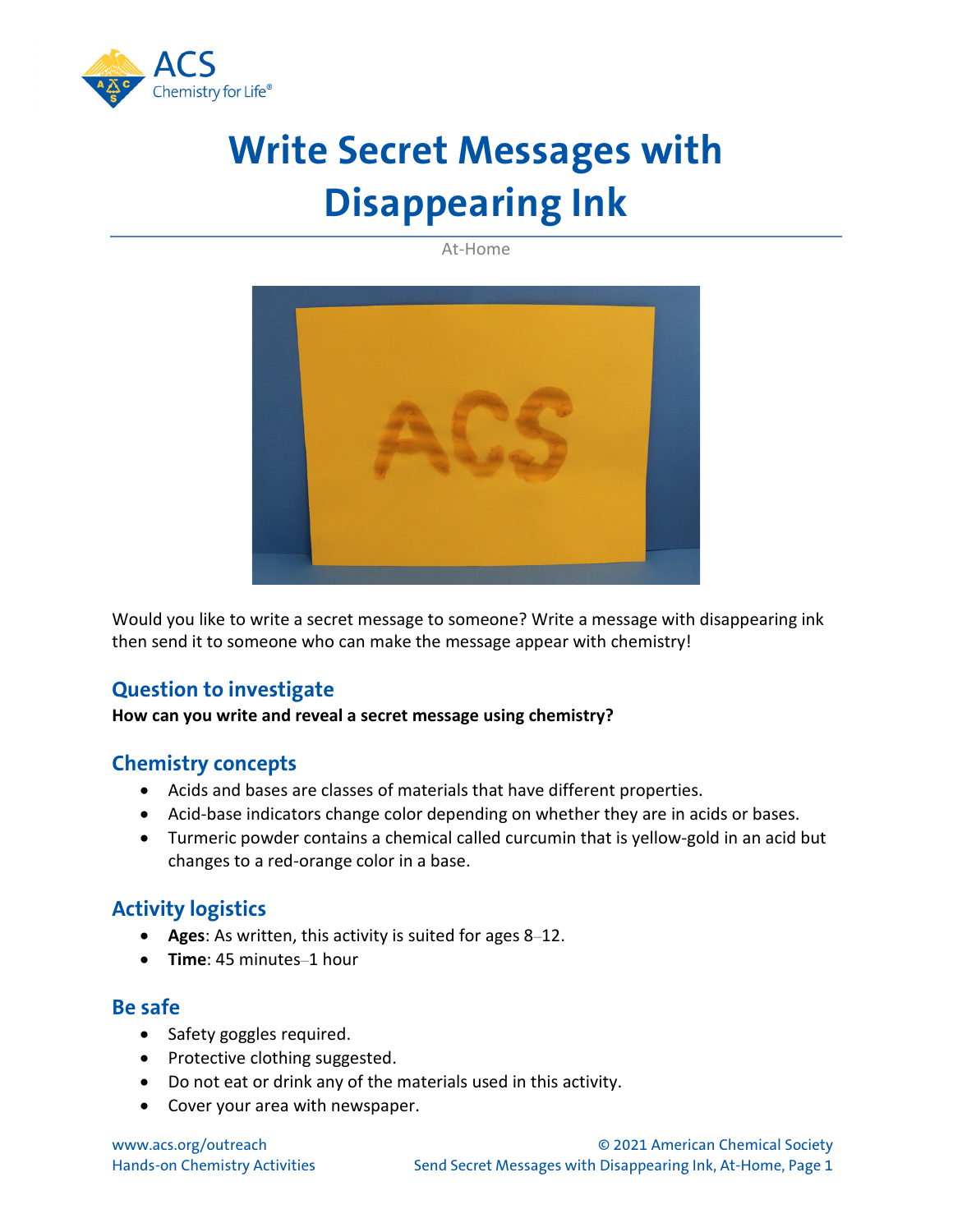# Write Secret Messages with Disappearing Ink

At-Home

Would you like to write a secret message to someone? Write a message with disappearing ink then send it to someone who can make the message appear with chemistry!

## Question to investigate

**How can you write and reveal a secret message using chemistry?**

## Chemistry concepts

- Acids and bases are classes of materials that have different properties.
- Acid-base indicators change color depending on whether they are in acids or bases.
- Turmeric powder contains a chemical called curcumin that is yellow-gold in an acid but changes to a red-orange color in a base.

## Activity logistics

- **Ages**: As written, this activity is suited for ages 8–12.
- **Time**: 45 minutes–1 hour

## Be safe

- Safety goggles required.
- Protective clothing suggested.
- Do not eat or drink any of the materials used in this activity.
- Cover your area with newspaper.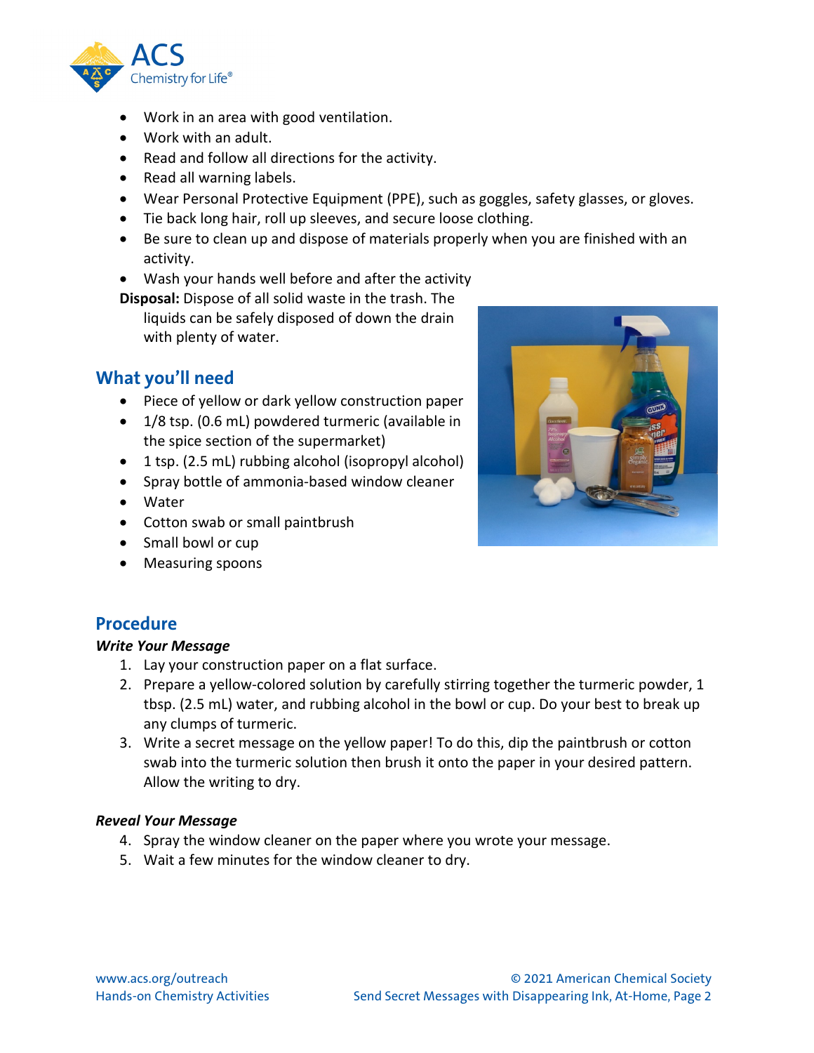- Work in an area with good ventilation.
- Work with an adult.
- Read and follow all directions for the activity.
- Read all warning labels.
- Wear Personal Protective Equipment (PPE), such as goggles, safety glasses, or gloves.
- Tie back long hair, roll up sleeves, and secure loose clothing.
- Be sure to clean up and dispose of materials properly when you are finished with an activity.
- Wash your hands well before and after the activity

**Disposal:** Dispose of all solid waste in the trash. The liquids can be safely disposed of down the drain with plenty of water.

## What you'll need

- Piece of yellow or dark yellow construction paper
- 1/8 tsp. (0.6 mL) powdered turmeric (available in the spice section of the supermarket)
- 1 tsp. (2.5 mL) rubbing alcohol (isopropyl alcohol)
- Spray bottle of ammonia-based window cleaner
- Water
- Cotton swab or small paintbrush
- Small bowl or cup
- Measuring spoons

## Procedure

### *Write Your Message*

1. Lay your construction paper on a flat surface.
2. Prepare a yellow-colored solution by carefully stirring together the turmeric powder, 1 tbsp. (2.5 mL) water, and rubbing alcohol in the bowl or cup. Do your best to break up any clumps of turmeric.
3. Write a secret message on the yellow paper! To do this, dip the paintbrush or cotton swab into the turmeric solution then brush it onto the paper in your desired pattern. Allow the writing to dry.

### *Reveal Your Message*

4. Spray the window cleaner on the paper where you wrote your message.
5. Wait a few minutes for the window cleaner to dry.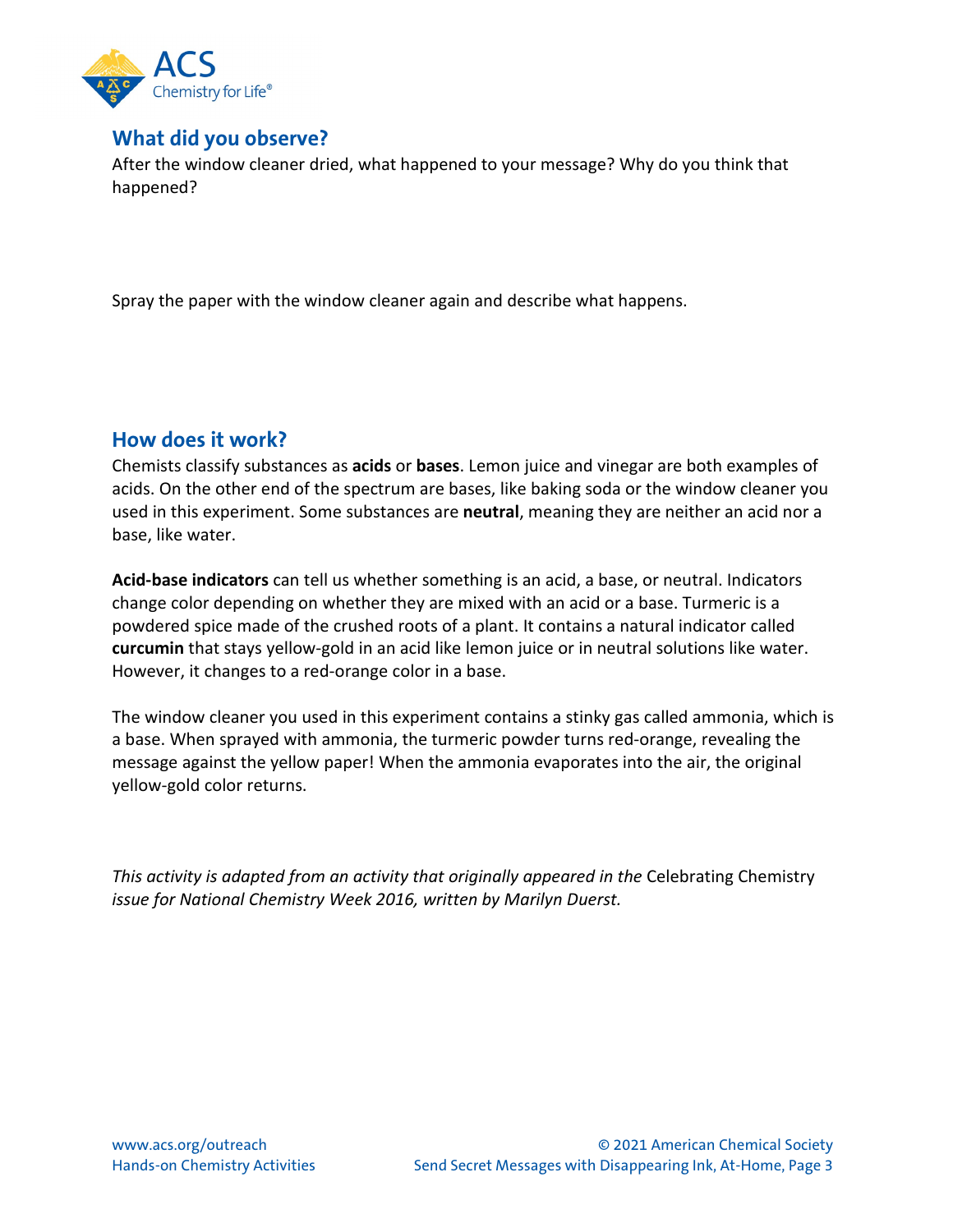## What did you observe?

After the window cleaner dried, what happened to your message? Why do you think that happened?

Spray the paper with the window cleaner again and describe what happens.

## How does it work?

Chemists classify substances as **acids** or **bases**. Lemon juice and vinegar are both examples of acids. On the other end of the spectrum are bases, like baking soda or the window cleaner you used in this experiment. Some substances are **neutral**, meaning they are neither an acid nor a base, like water.

**Acid-base indicators** can tell us whether something is an acid, a base, or neutral. Indicators change color depending on whether they are mixed with an acid or a base. Turmeric is a powdered spice made of the crushed roots of a plant. It contains a natural indicator called **curcumin** that stays yellow-gold in an acid like lemon juice or in neutral solutions like water. However, it changes to a red-orange color in a base.

The window cleaner you used in this experiment contains a stinky gas called ammonia, which is a base. When sprayed with ammonia, the turmeric powder turns red-orange, revealing the message against the yellow paper! When the ammonia evaporates into the air, the original yellow-gold color returns.

*This activity is adapted from an activity that originally appeared in the* Celebrating Chemistry *issue for National Chemistry Week 2016, written by Marilyn Duerst.*